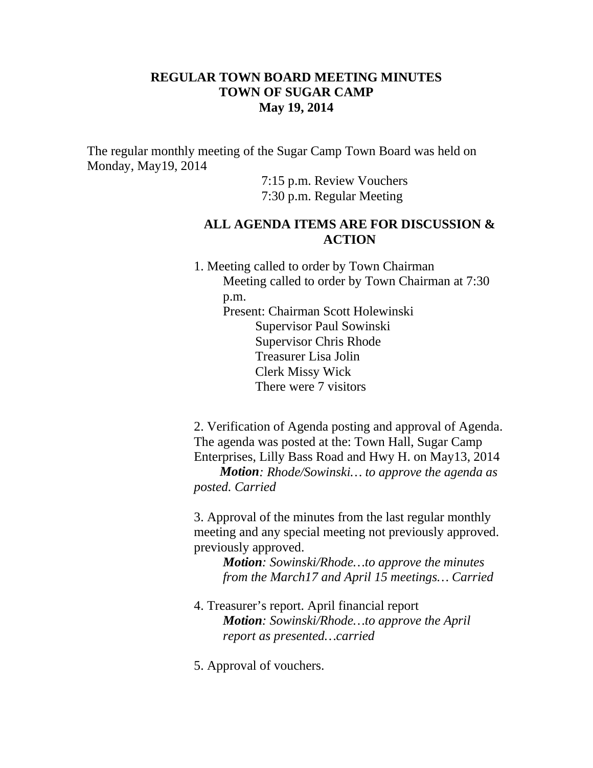**REGULAR TOWN BOARD MEETING MINUTES**
**TOWN OF SUGAR CAMP**
**May 19, 2014**

The regular monthly meeting of the Sugar Camp Town Board was held on Monday, May19, 2014

7:15 p.m. Review Vouchers
7:30 p.m. Regular Meeting

**ALL AGENDA ITEMS ARE FOR DISCUSSION & ACTION**

1. Meeting called to order by Town Chairman

   Meeting called to order by Town Chairman at 7:30 p.m.

   Present: Chairman Scott Holewinski
   Supervisor Paul Sowinski
   Supervisor Chris Rhode
   Treasurer Lisa Jolin
   Clerk Missy Wick
   There were 7 visitors

2. Verification of Agenda posting and approval of Agenda. The agenda was posted at the: Town Hall, Sugar Camp Enterprises, Lilly Bass Road and Hwy H. on May13, 2014

   ***Motion****: Rhode/Sowinski… to approve the agenda as posted. Carried*

3. Approval of the minutes from the last regular monthly meeting and any special meeting not previously approved. previously approved.

   ***Motion****: Sowinski/Rhode…to approve the minutes from the March17 and April 15 meetings… Carried*

4. Treasurer's report. April financial report

   ***Motion****: Sowinski/Rhode…to approve the April report as presented…carried*

5. Approval of vouchers.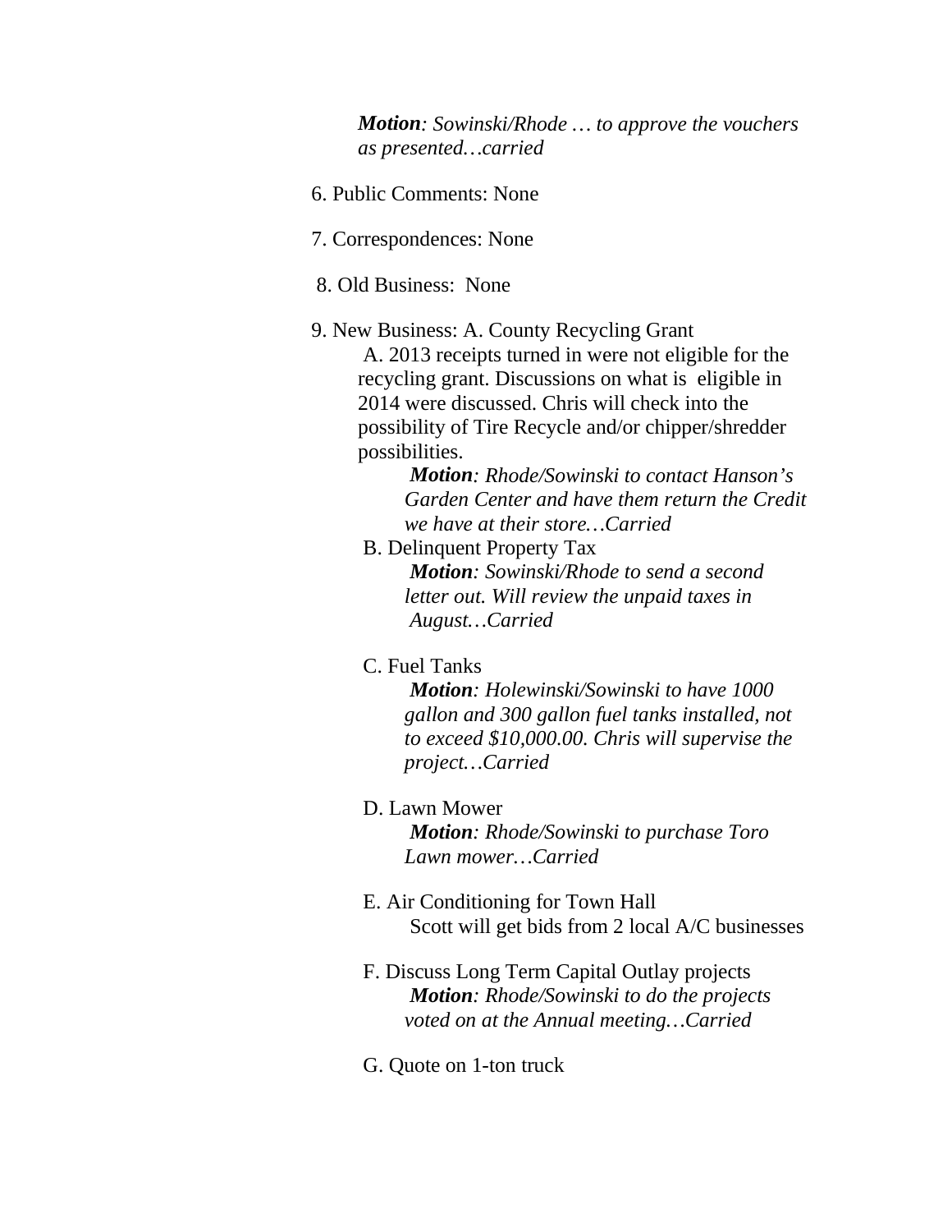***Motion**: Sowinski/Rhode … to approve the vouchers as presented…carried*

6. Public Comments: None

7. Correspondences: None

8. Old Business: None

9. New Business: A. County Recycling Grant

A. 2013 receipts turned in were not eligible for the recycling grant. Discussions on what is eligible in 2014 were discussed. Chris will check into the possibility of Tire Recycle and/or chipper/shredder possibilities.

***Motion**: Rhode/Sowinski to contact Hanson's Garden Center and have them return the Credit we have at their store…Carried*

B. Delinquent Property Tax

***Motion**: Sowinski/Rhode to send a second letter out. Will review the unpaid taxes in August…Carried*

C. Fuel Tanks

***Motion**: Holewinski/Sowinski to have 1000 gallon and 300 gallon fuel tanks installed, not to exceed $10,000.00. Chris will supervise the project…Carried*

D. Lawn Mower

***Motion**: Rhode/Sowinski to purchase Toro Lawn mower…Carried*

E. Air Conditioning for Town Hall

Scott will get bids from 2 local A/C businesses

F. Discuss Long Term Capital Outlay projects

***Motion**: Rhode/Sowinski to do the projects voted on at the Annual meeting…Carried*

G. Quote on 1-ton truck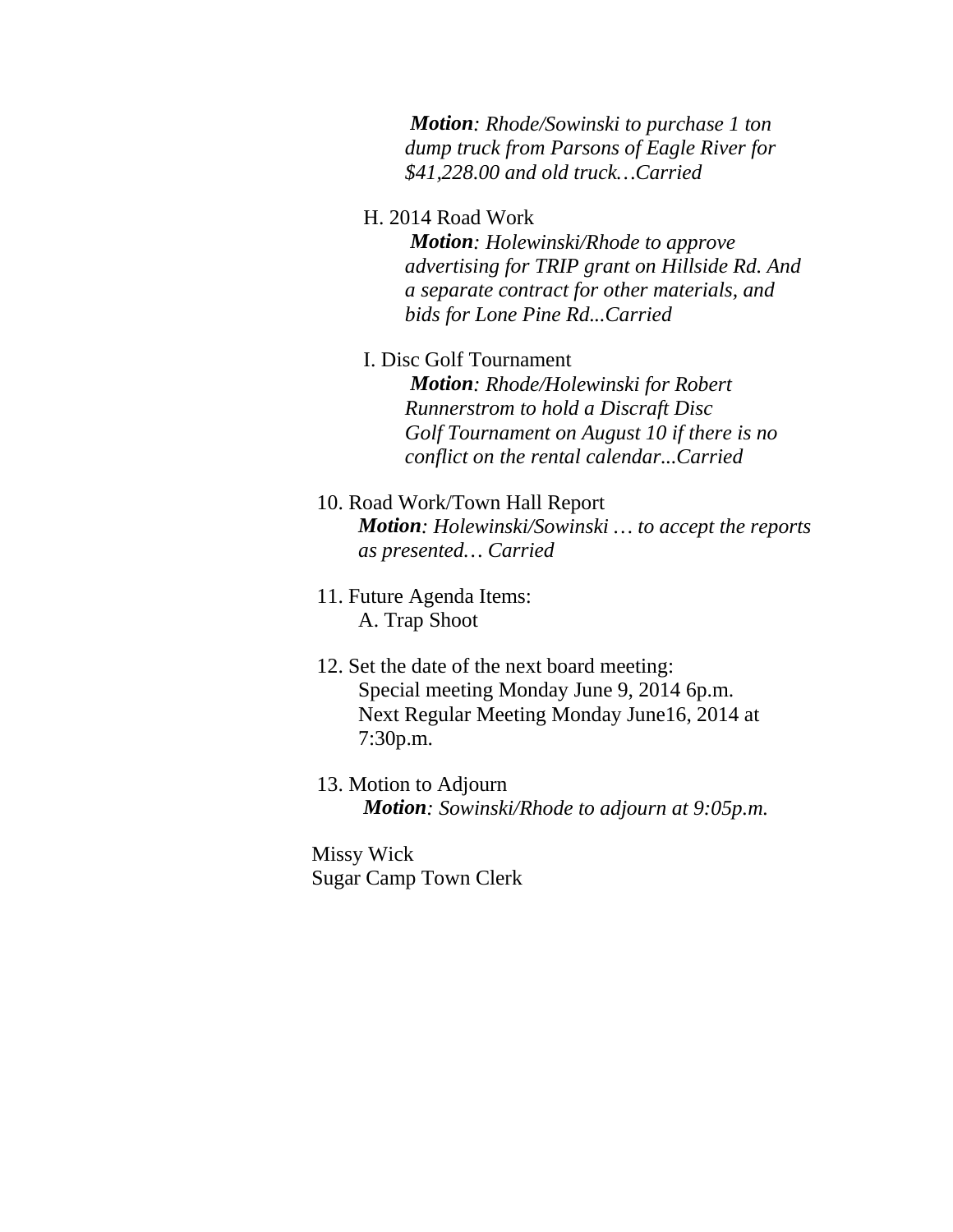***Motion**: Rhode/Sowinski to purchase 1 ton dump truck from Parsons of Eagle River for $41,228.00 and old truck…Carried*

H. 2014 Road Work

***Motion**: Holewinski/Rhode to approve advertising for TRIP grant on Hillside Rd. And a separate contract for other materials, and bids for Lone Pine Rd...Carried*

I. Disc Golf Tournament

***Motion**: Rhode/Holewinski for Robert Runnerstrom to hold a Discraft Disc Golf Tournament on August 10 if there is no conflict on the rental calendar...Carried*

10. Road Work/Town Hall Report

    ***Motion**: Holewinski/Sowinski … to accept the reports as presented… Carried*

11. Future Agenda Items:

    A. Trap Shoot

12. Set the date of the next board meeting:

    Special meeting Monday June 9, 2014 6p.m.
    Next Regular Meeting Monday June16, 2014 at 7:30p.m.

13. Motion to Adjourn

    ***Motion**: Sowinski/Rhode to adjourn at 9:05p.m.*

Missy Wick
Sugar Camp Town Clerk